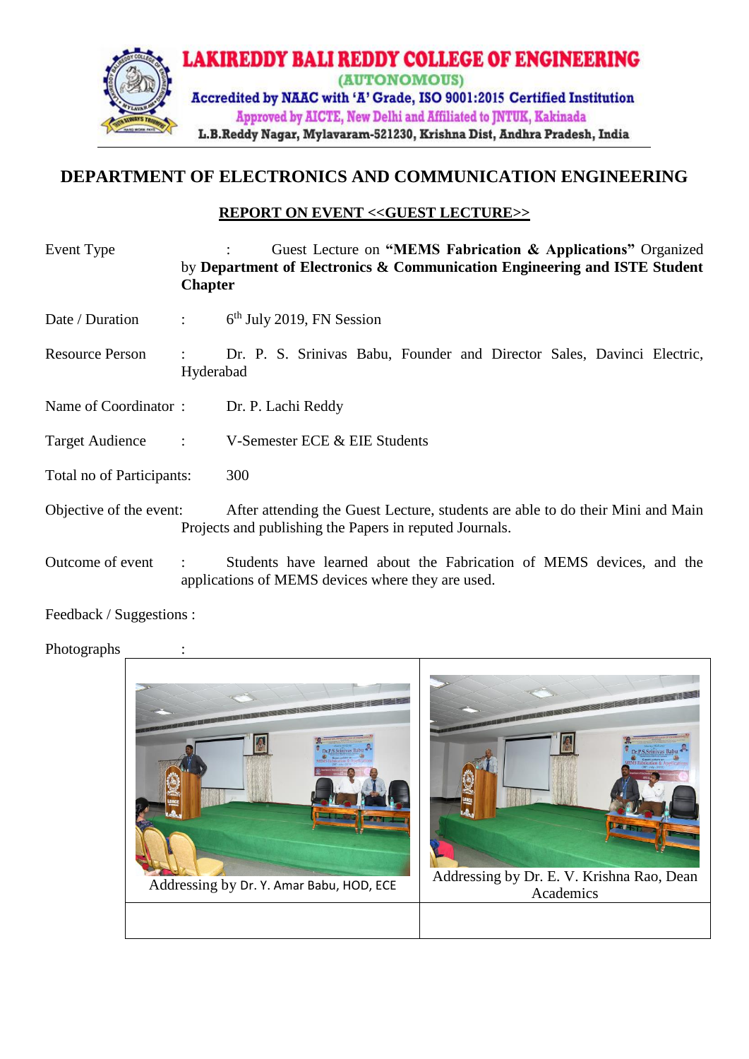# LAKIREDDY BALI REDDY COLLEGE OF ENGINEERING

(AUTONOMOUS)

Accredited by NAAC with 'A' Grade, ISO 9001:2015 Certified Institution

Approved by AICTE, New Delhi and Affiliated to JNTUK, Kakinada

L.B.Reddy Nagar, Mylavaram-521230, Krishna Dist, Andhra Pradesh, India

## DEPARTMENT OF ELECTRONICS AND COMMUNICATION ENGINEERING

### REPORT ON EVENT <<GUEST LECTURE>>

Event Type : Guest Lecture on **"MEMS Fabrication & Applications"** Organized by **Department of Electronics & Communication Engineering and ISTE Student Chapter**

Date / Duration : 6th July 2019, FN Session

Resource Person : Dr. P. S. Srinivas Babu, Founder and Director Sales, Davinci Electric, Hyderabad

Name of Coordinator : Dr. P. Lachi Reddy

Target Audience : V-Semester ECE & EIE Students

Total no of Participants: 300

Objective of the event: After attending the Guest Lecture, students are able to do their Mini and Main Projects and publishing the Papers in reputed Journals.

Outcome of event : Students have learned about the Fabrication of MEMS devices, and the applications of MEMS devices where they are used.

Feedback / Suggestions :

Photographs :

| Addressing by Dr. Y. Amar Babu, HOD, ECE | Addressing by Dr. E. V. Krishna Rao, Dean Academics |
|---|---|
| | |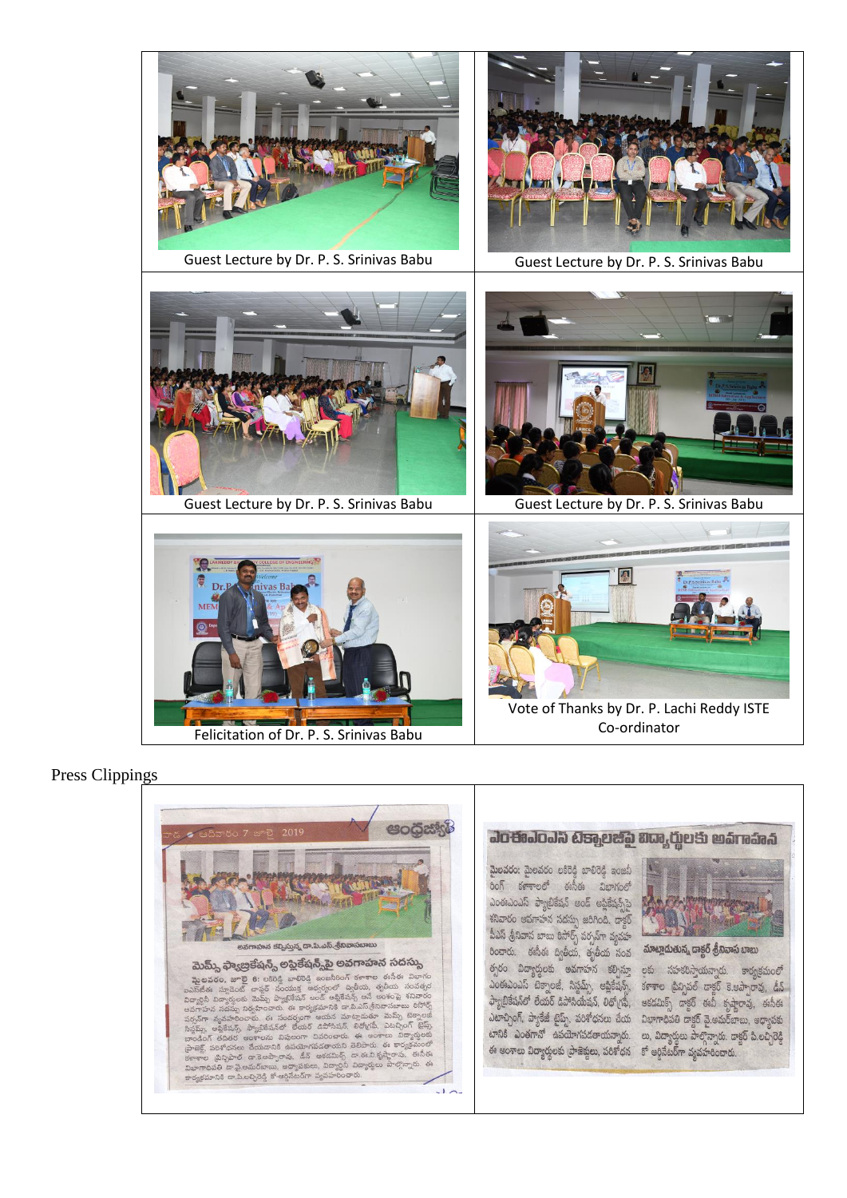| | |
|---|---|
| Guest Lecture by Dr. P. S. Srinivas Babu | Guest Lecture by Dr. P. S. Srinivas Babu |
| Guest Lecture by Dr. P. S. Srinivas Babu | Guest Lecture by Dr. P. S. Srinivas Babu |
| Felicitation of Dr. P. S. Srinivas Babu | Vote of Thanks by Dr. P. Lachi Reddy ISTE Co-ordinator |

Press Clippings